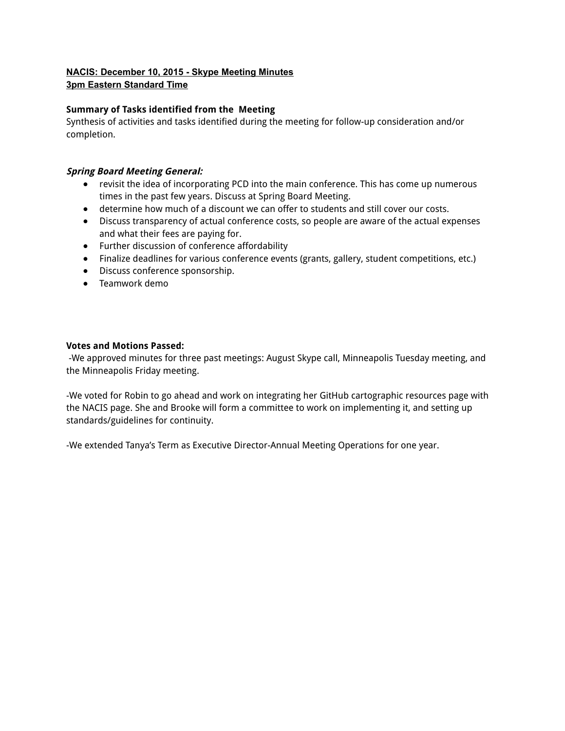**<u>NACIS: December 10, 2015 - Skype Meeting Minutes</u>**
**<u>3pm Eastern Standard Time</u>**

**Summary of Tasks identified from the Meeting**

Synthesis of activities and tasks identified during the meeting for follow-up consideration and/or completion.

***Spring Board Meeting General:***

- revisit the idea of incorporating PCD into the main conference. This has come up numerous times in the past few years. Discuss at Spring Board Meeting.
- determine how much of a discount we can offer to students and still cover our costs.
- Discuss transparency of actual conference costs, so people are aware of the actual expenses and what their fees are paying for.
- Further discussion of conference affordability
- Finalize deadlines for various conference events (grants, gallery, student competitions, etc.)
- Discuss conference sponsorship.
- Teamwork demo

**Votes and Motions Passed:**

-We approved minutes for three past meetings: August Skype call, Minneapolis Tuesday meeting, and the Minneapolis Friday meeting.

-We voted for Robin to go ahead and work on integrating her GitHub cartographic resources page with the NACIS page. She and Brooke will form a committee to work on implementing it, and setting up standards/guidelines for continuity.

-We extended Tanya's Term as Executive Director-Annual Meeting Operations for one year.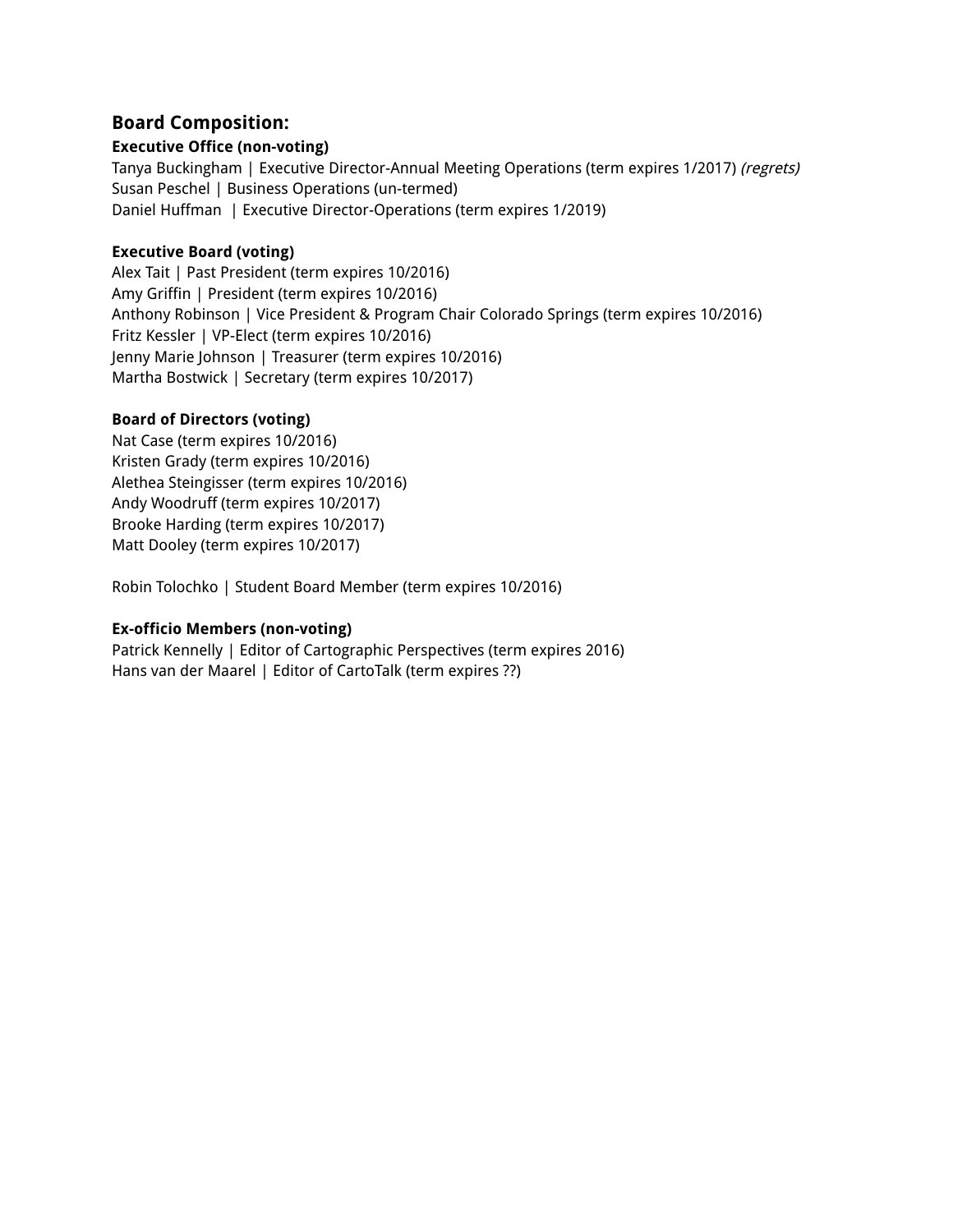## Board Composition:

**Executive Office (non-voting)**

Tanya Buckingham | Executive Director-Annual Meeting Operations (term expires 1/2017) *(regrets)*
Susan Peschel | Business Operations (un-termed)
Daniel Huffman | Executive Director-Operations (term expires 1/2019)

**Executive Board (voting)**

Alex Tait | Past President (term expires 10/2016)
Amy Griffin | President (term expires 10/2016)
Anthony Robinson | Vice President & Program Chair Colorado Springs (term expires 10/2016)
Fritz Kessler | VP-Elect (term expires 10/2016)
Jenny Marie Johnson | Treasurer (term expires 10/2016)
Martha Bostwick | Secretary (term expires 10/2017)

**Board of Directors (voting)**

Nat Case (term expires 10/2016)
Kristen Grady (term expires 10/2016)
Alethea Steingisser (term expires 10/2016)
Andy Woodruff (term expires 10/2017)
Brooke Harding (term expires 10/2017)
Matt Dooley (term expires 10/2017)

Robin Tolochko | Student Board Member (term expires 10/2016)

**Ex-officio Members (non-voting)**

Patrick Kennelly | Editor of Cartographic Perspectives (term expires 2016)
Hans van der Maarel | Editor of CartoTalk (term expires ??)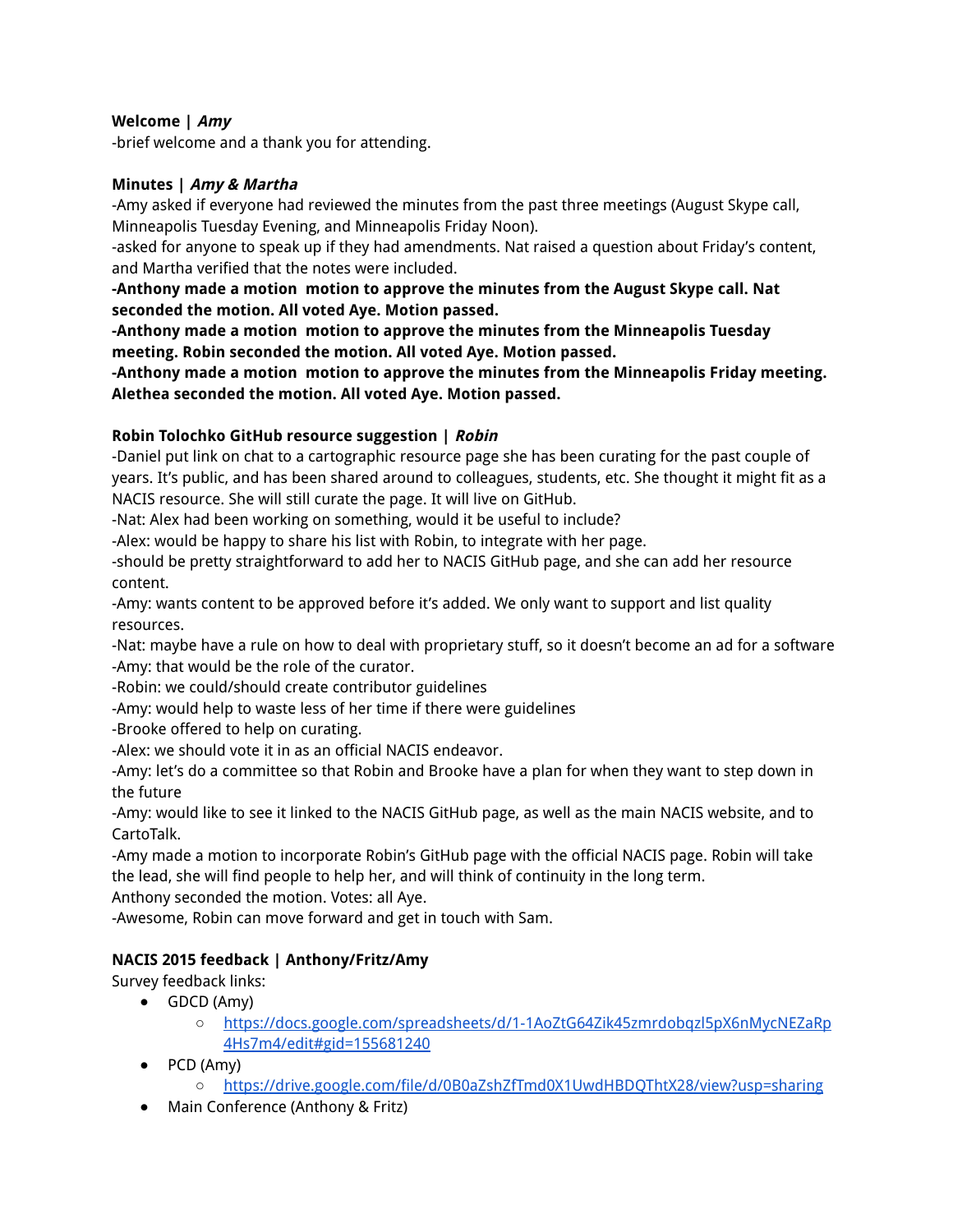**Welcome | *Amy***

-brief welcome and a thank you for attending.

**Minutes | *Amy & Martha***

-Amy asked if everyone had reviewed the minutes from the past three meetings (August Skype call, Minneapolis Tuesday Evening, and Minneapolis Friday Noon).

-asked for anyone to speak up if they had amendments. Nat raised a question about Friday's content, and Martha verified that the notes were included.

**-Anthony made a motion motion to approve the minutes from the August Skype call. Nat seconded the motion. All voted Aye. Motion passed.**

**-Anthony made a motion motion to approve the minutes from the Minneapolis Tuesday meeting. Robin seconded the motion. All voted Aye. Motion passed.**

**-Anthony made a motion motion to approve the minutes from the Minneapolis Friday meeting. Alethea seconded the motion. All voted Aye. Motion passed.**

**Robin Tolochko GitHub resource suggestion | *Robin***

-Daniel put link on chat to a cartographic resource page she has been curating for the past couple of years. It's public, and has been shared around to colleagues, students, etc. She thought it might fit as a NACIS resource. She will still curate the page. It will live on GitHub.

-Nat: Alex had been working on something, would it be useful to include?

-Alex: would be happy to share his list with Robin, to integrate with her page.

-should be pretty straightforward to add her to NACIS GitHub page, and she can add her resource content.

-Amy: wants content to be approved before it's added. We only want to support and list quality resources.

-Nat: maybe have a rule on how to deal with proprietary stuff, so it doesn't become an ad for a software

-Amy: that would be the role of the curator.

-Robin: we could/should create contributor guidelines

-Amy: would help to waste less of her time if there were guidelines

-Brooke offered to help on curating.

-Alex: we should vote it in as an official NACIS endeavor.

-Amy: let's do a committee so that Robin and Brooke have a plan for when they want to step down in the future

-Amy: would like to see it linked to the NACIS GitHub page, as well as the main NACIS website, and to CartoTalk.

-Amy made a motion to incorporate Robin's GitHub page with the official NACIS page. Robin will take the lead, she will find people to help her, and will think of continuity in the long term.

Anthony seconded the motion. Votes: all Aye.

-Awesome, Robin can move forward and get in touch with Sam.

**NACIS 2015 feedback | Anthony/Fritz/Amy**

Survey feedback links:

- GDCD (Amy)
  - [https://docs.google.com/spreadsheets/d/1-1AoZtG64Zik45zmrdobqzl5pX6nMycNEZaRp4Hs7m4/edit#gid=155681240](https://docs.google.com/spreadsheets/d/1-1AoZtG64Zik45zmrdobqzl5pX6nMycNEZaRp4Hs7m4/edit#gid=155681240)
- PCD (Amy)
  - [https://drive.google.com/file/d/0B0aZshZfTmd0X1UwdHBDQThtX28/view?usp=sharing](https://drive.google.com/file/d/0B0aZshZfTmd0X1UwdHBDQThtX28/view?usp=sharing)
- Main Conference (Anthony & Fritz)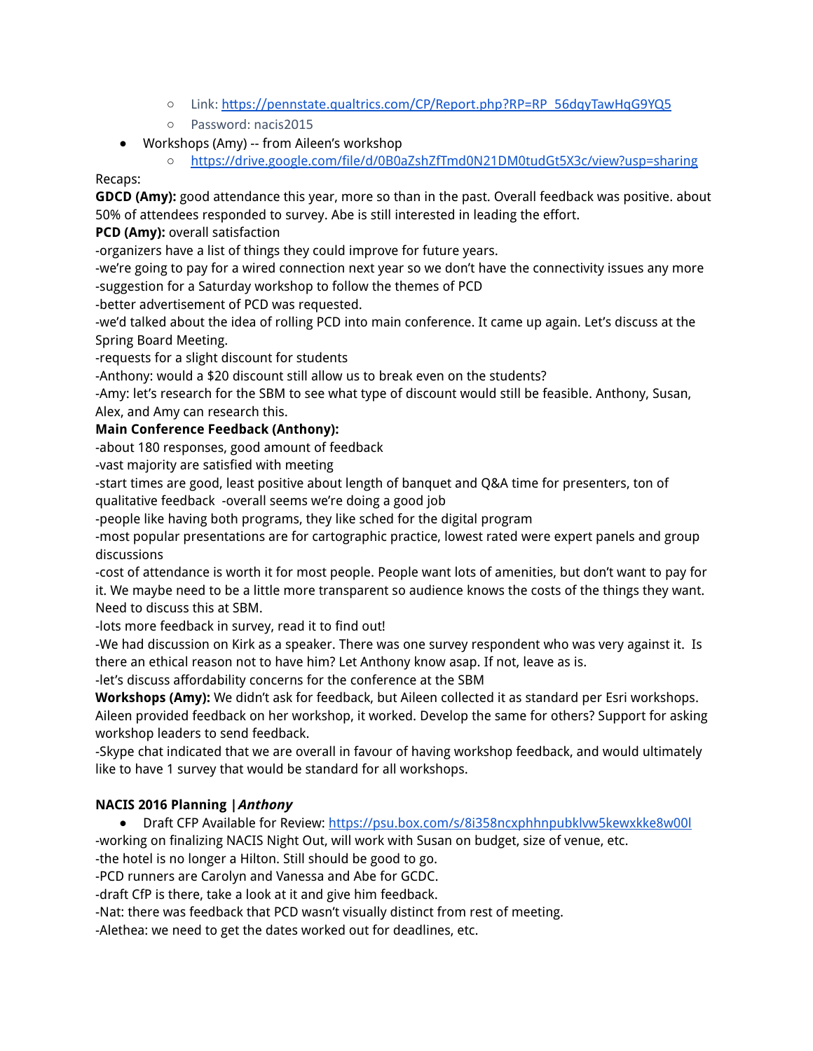- Link: https://pennstate.qualtrics.com/CP/Report.php?RP=RP_56dqyTawHqG9YQ5
    - Password: nacis2015
- Workshops (Amy) -- from Aileen's workshop
    - https://drive.google.com/file/d/0B0aZshZfTmd0N21DM0tudGt5X3c/view?usp=sharing

Recaps:

**GDCD (Amy):** good attendance this year, more so than in the past. Overall feedback was positive. about 50% of attendees responded to survey. Abe is still interested in leading the effort.

**PCD (Amy):** overall satisfaction

-organizers have a list of things they could improve for future years.

-we're going to pay for a wired connection next year so we don't have the connectivity issues any more

-suggestion for a Saturday workshop to follow the themes of PCD

-better advertisement of PCD was requested.

-we'd talked about the idea of rolling PCD into main conference. It came up again. Let's discuss at the Spring Board Meeting.

-requests for a slight discount for students

-Anthony: would a $20 discount still allow us to break even on the students?

-Amy: let's research for the SBM to see what type of discount would still be feasible. Anthony, Susan, Alex, and Amy can research this.

**Main Conference Feedback (Anthony):**

-about 180 responses, good amount of feedback

-vast majority are satisfied with meeting

-start times are good, least positive about length of banquet and Q&A time for presenters, ton of qualitative feedback -overall seems we're doing a good job

-people like having both programs, they like sched for the digital program

-most popular presentations are for cartographic practice, lowest rated were expert panels and group discussions

-cost of attendance is worth it for most people. People want lots of amenities, but don't want to pay for it. We maybe need to be a little more transparent so audience knows the costs of the things they want. Need to discuss this at SBM.

-lots more feedback in survey, read it to find out!

-We had discussion on Kirk as a speaker. There was one survey respondent who was very against it. Is there an ethical reason not to have him? Let Anthony know asap. If not, leave as is.

-let's discuss affordability concerns for the conference at the SBM

**Workshops (Amy):** We didn't ask for feedback, but Aileen collected it as standard per Esri workshops. Aileen provided feedback on her workshop, it worked. Develop the same for others? Support for asking workshop leaders to send feedback.

-Skype chat indicated that we are overall in favour of having workshop feedback, and would ultimately like to have 1 survey that would be standard for all workshops.

**NACIS 2016 Planning |*Anthony***

- Draft CFP Available for Review: https://psu.box.com/s/8i358ncxphhnpubklvw5kewxkke8w00l

-working on finalizing NACIS Night Out, will work with Susan on budget, size of venue, etc.

-the hotel is no longer a Hilton. Still should be good to go.

-PCD runners are Carolyn and Vanessa and Abe for GCDC.

-draft CfP is there, take a look at it and give him feedback.

-Nat: there was feedback that PCD wasn't visually distinct from rest of meeting.

-Alethea: we need to get the dates worked out for deadlines, etc.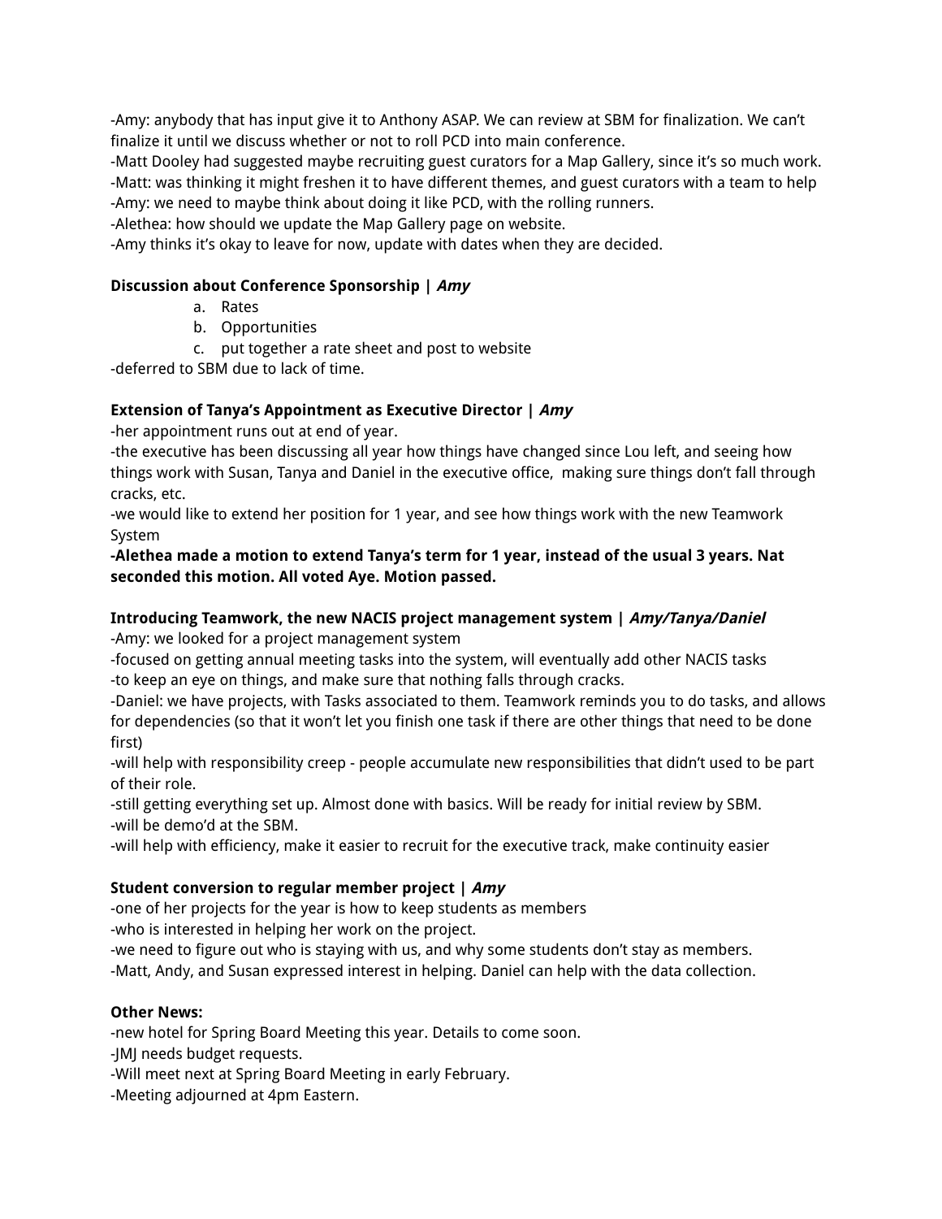-Amy: anybody that has input give it to Anthony ASAP. We can review at SBM for finalization. We can't finalize it until we discuss whether or not to roll PCD into main conference.
-Matt Dooley had suggested maybe recruiting guest curators for a Map Gallery, since it's so much work.
-Matt: was thinking it might freshen it to have different themes, and guest curators with a team to help
-Amy: we need to maybe think about doing it like PCD, with the rolling runners.
-Alethea: how should we update the Map Gallery page on website.
-Amy thinks it's okay to leave for now, update with dates when they are decided.

**Discussion about Conference Sponsorship | *Amy***

a. Rates
b. Opportunities
c. put together a rate sheet and post to website

-deferred to SBM due to lack of time.

**Extension of Tanya's Appointment as Executive Director | *Amy***

-her appointment runs out at end of year.
-the executive has been discussing all year how things have changed since Lou left, and seeing how things work with Susan, Tanya and Daniel in the executive office, making sure things don't fall through cracks, etc.
-we would like to extend her position for 1 year, and see how things work with the new Teamwork System
**-Alethea made a motion to extend Tanya's term for 1 year, instead of the usual 3 years. Nat seconded this motion. All voted Aye. Motion passed.**

**Introducing Teamwork, the new NACIS project management system | *Amy/Tanya/Daniel***

-Amy: we looked for a project management system
-focused on getting annual meeting tasks into the system, will eventually add other NACIS tasks
-to keep an eye on things, and make sure that nothing falls through cracks.
-Daniel: we have projects, with Tasks associated to them. Teamwork reminds you to do tasks, and allows for dependencies (so that it won't let you finish one task if there are other things that need to be done first)
-will help with responsibility creep - people accumulate new responsibilities that didn't used to be part of their role.
-still getting everything set up. Almost done with basics. Will be ready for initial review by SBM.
-will be demo'd at the SBM.
-will help with efficiency, make it easier to recruit for the executive track, make continuity easier

**Student conversion to regular member project | *Amy***

-one of her projects for the year is how to keep students as members
-who is interested in helping her work on the project.
-we need to figure out who is staying with us, and why some students don't stay as members.
-Matt, Andy, and Susan expressed interest in helping. Daniel can help with the data collection.

**Other News:**

-new hotel for Spring Board Meeting this year. Details to come soon.
-JMJ needs budget requests.
-Will meet next at Spring Board Meeting in early February.
-Meeting adjourned at 4pm Eastern.